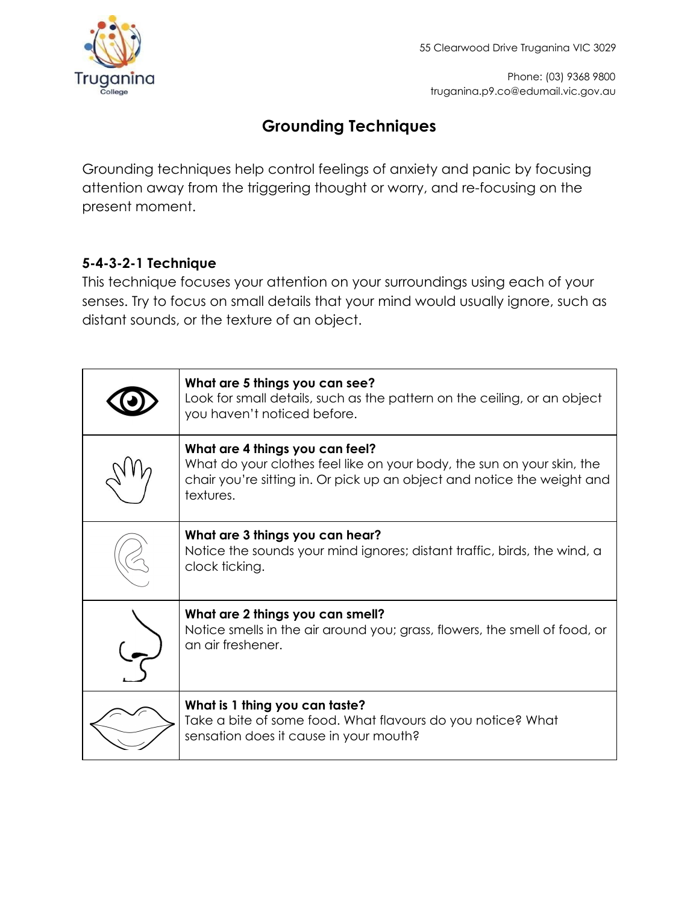55 Clearwood Drive Truganina VIC 3029

Phone: (03) 9368 9800
truganina.p9.co@edumail.vic.gov.au

# Grounding Techniques

Grounding techniques help control feelings of anxiety and panic by focusing attention away from the triggering thought or worry, and re-focusing on the present moment.

### 5-4-3-2-1 Technique

This technique focuses your attention on your surroundings using each of your senses. Try to focus on small details that your mind would usually ignore, such as distant sounds, or the texture of an object.

| | |
|---|---|
| | **What are 5 things you can see?** Look for small details, such as the pattern on the ceiling, or an object you haven't noticed before. |
| | **What are 4 things you can feel?** What do your clothes feel like on your body, the sun on your skin, the chair you're sitting in. Or pick up an object and notice the weight and textures. |
| | **What are 3 things you can hear?** Notice the sounds your mind ignores; distant traffic, birds, the wind, a clock ticking. |
| | **What are 2 things you can smell?** Notice smells in the air around you; grass, flowers, the smell of food, or an air freshener. |
| | **What is 1 thing you can taste?** Take a bite of some food. What flavours do you notice? What sensation does it cause in your mouth? |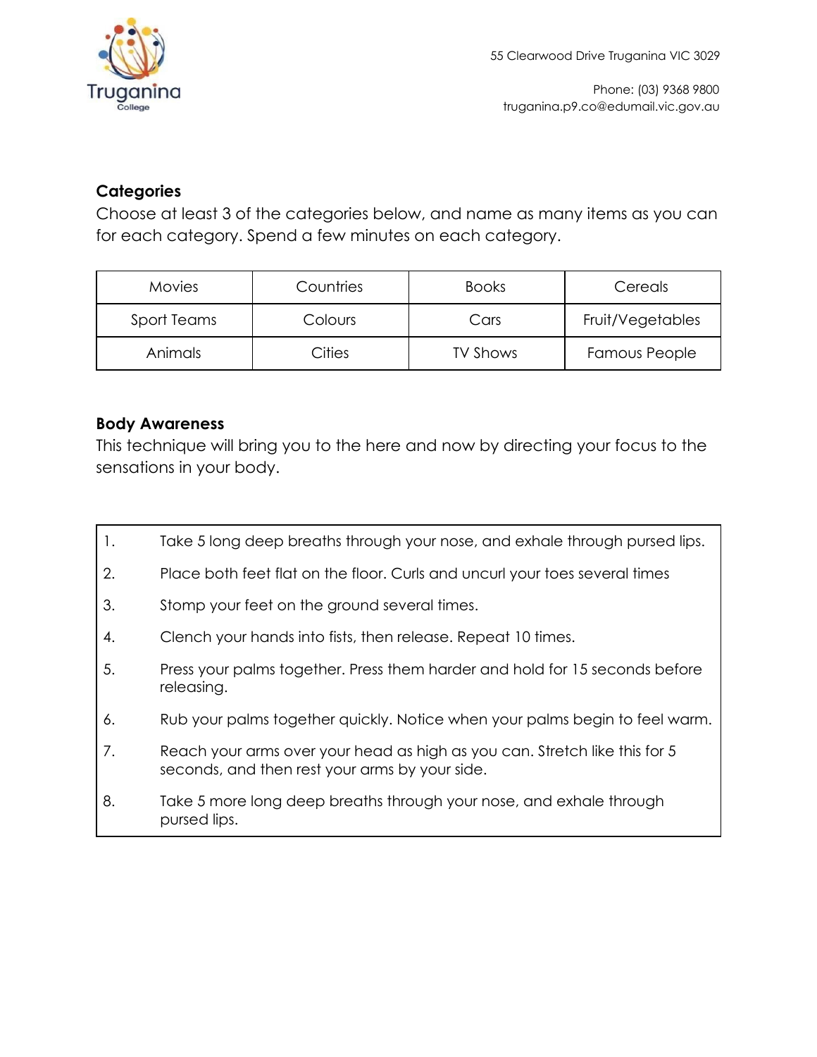## Categories

Choose at least 3 of the categories below, and name as many items as you can for each category. Spend a few minutes on each category.

| Movies | Countries | Books | Cereals |
|---|---|---|---|
| Sport Teams | Colours | Cars | Fruit/Vegetables |
| Animals | Cities | TV Shows | Famous People |

## Body Awareness

This technique will bring you to the here and now by directing your focus to the sensations in your body.

1. Take 5 long deep breaths through your nose, and exhale through pursed lips.
2. Place both feet flat on the floor. Curls and uncurl your toes several times
3. Stomp your feet on the ground several times.
4. Clench your hands into fists, then release. Repeat 10 times.
5. Press your palms together. Press them harder and hold for 15 seconds before releasing.
6. Rub your palms together quickly. Notice when your palms begin to feel warm.
7. Reach your arms over your head as high as you can. Stretch like this for 5 seconds, and then rest your arms by your side.
8. Take 5 more long deep breaths through your nose, and exhale through pursed lips.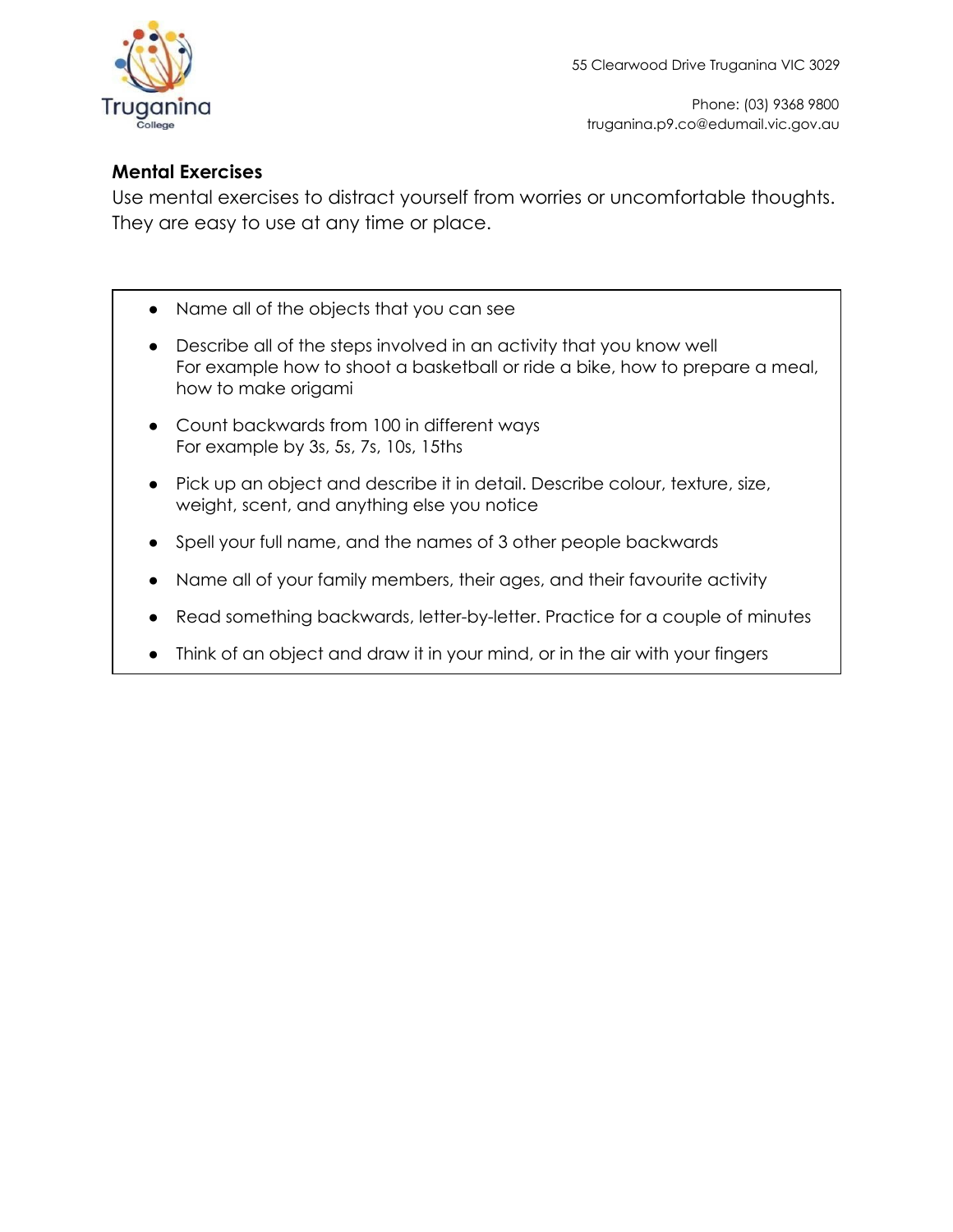55 Clearwood Drive Truganina VIC 3029

Phone: (03) 9368 9800
truganina.p9.co@edumail.vic.gov.au

**Mental Exercises**

Use mental exercises to distract yourself from worries or uncomfortable thoughts. They are easy to use at any time or place.

- Name all of the objects that you can see
- Describe all of the steps involved in an activity that you know well
  For example how to shoot a basketball or ride a bike, how to prepare a meal, how to make origami
- Count backwards from 100 in different ways
  For example by 3s, 5s, 7s, 10s, 15ths
- Pick up an object and describe it in detail. Describe colour, texture, size, weight, scent, and anything else you notice
- Spell your full name, and the names of 3 other people backwards
- Name all of your family members, their ages, and their favourite activity
- Read something backwards, letter-by-letter. Practice for a couple of minutes
- Think of an object and draw it in your mind, or in the air with your fingers